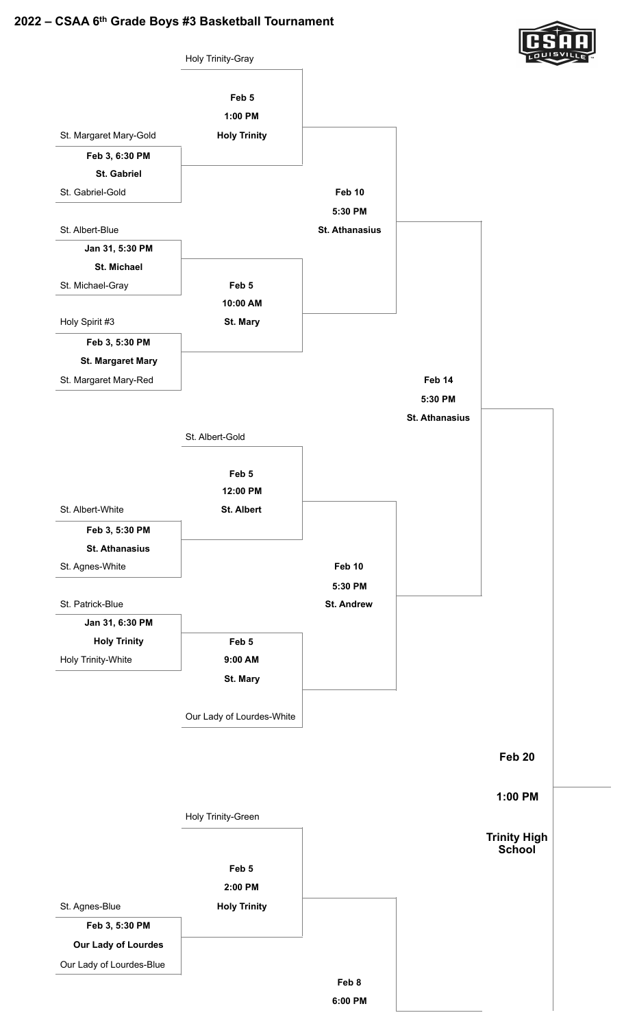# 2022 – CSAA 6th Grade Boys #3 Basketball Tournament

CSAA LOUISVILLE

Holy Trinity-Gray

**Feb 5**
**1:00 PM**
**Holy Trinity**

St. Margaret Mary-Gold
**Feb 3, 6:30 PM**
**St. Gabriel**
St. Gabriel-Gold

**Feb 10**
**5:30 PM**
**St. Athanasius**

St. Albert-Blue
**Jan 31, 5:30 PM**
**St. Michael**
St. Michael-Gray

**Feb 5**
**10:00 AM**
**St. Mary**

Holy Spirit #3
**Feb 3, 5:30 PM**
**St. Margaret Mary**
St. Margaret Mary-Red

**Feb 14**
**5:30 PM**
**St. Athanasius**

St. Albert-Gold

**Feb 5**
**12:00 PM**
**St. Albert**

St. Albert-White
**Feb 3, 5:30 PM**
**St. Athanasius**
St. Agnes-White

**Feb 10**
**5:30 PM**
**St. Andrew**

St. Patrick-Blue
**Jan 31, 6:30 PM**
**Holy Trinity**
Holy Trinity-White

**Feb 5**
**9:00 AM**
**St. Mary**

Our Lady of Lourdes-White

**Feb 20**
**1:00 PM**
**Trinity High School**

Holy Trinity-Green

**Feb 5**
**2:00 PM**
**Holy Trinity**

St. Agnes-Blue
**Feb 3, 5:30 PM**
**Our Lady of Lourdes**
Our Lady of Lourdes-Blue

**Feb 8**
**6:00 PM**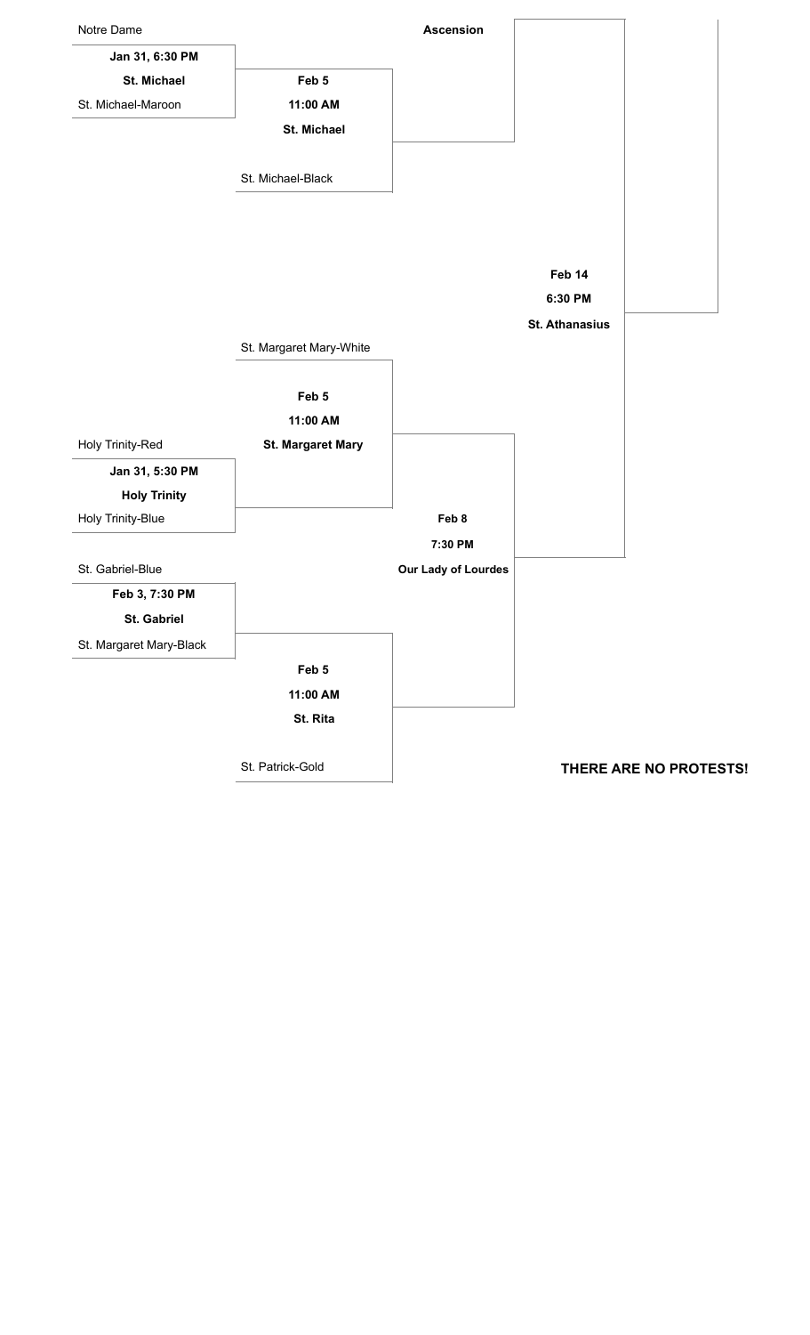Notre Dame

**Jan 31, 6:30 PM**

**St. Michael**

St. Michael-Maroon

**Feb 5**

**11:00 AM**

**St. Michael**

St. Michael-Black

**Ascension**

**Feb 14**

**6:30 PM**

**St. Athanasius**

St. Margaret Mary-White

**Feb 5**

**11:00 AM**

**St. Margaret Mary**

Holy Trinity-Red

**Jan 31, 5:30 PM**

**Holy Trinity**

Holy Trinity-Blue

**Feb 8**

**7:30 PM**

**Our Lady of Lourdes**

St. Gabriel-Blue

**Feb 3, 7:30 PM**

**St. Gabriel**

St. Margaret Mary-Black

**Feb 5**

**11:00 AM**

**St. Rita**

St. Patrick-Gold

**THERE ARE NO PROTESTS!**